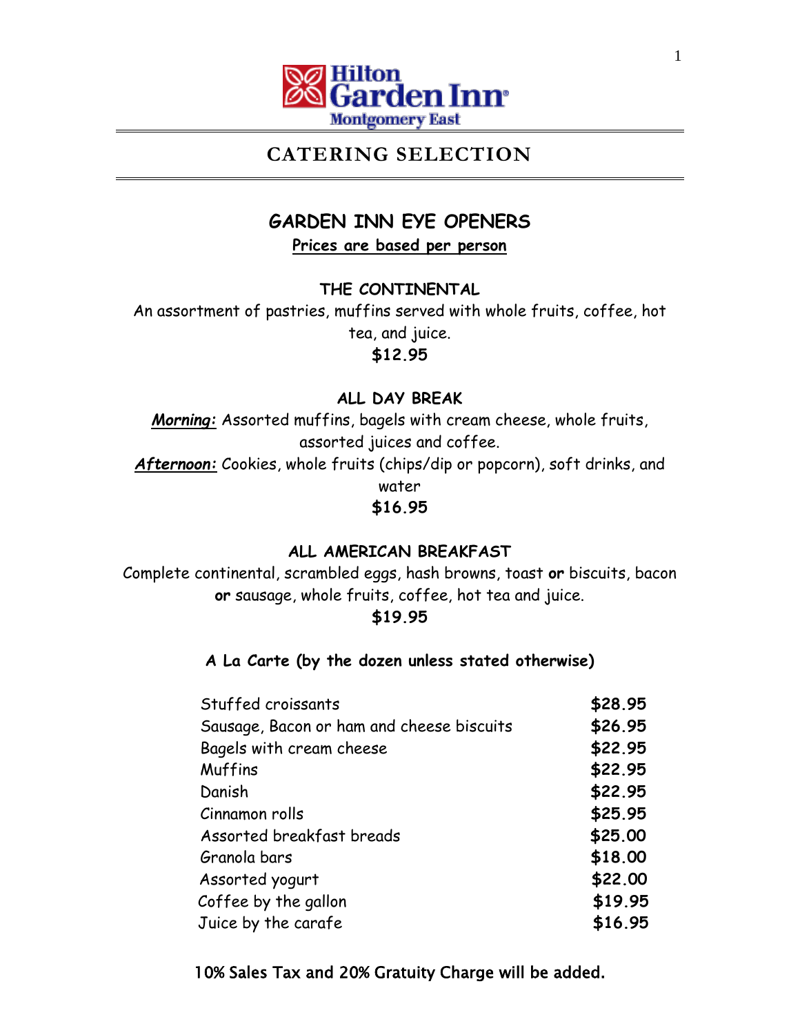Hilton Garden Inn
Montgomery East

# CATERING SELECTION

## GARDEN INN EYE OPENERS

**Prices are based per person**

### THE CONTINENTAL

An assortment of pastries, muffins served with whole fruits, coffee, hot tea, and juice.

**$12.95**

### ALL DAY BREAK

***Morning:*** Assorted muffins, bagels with cream cheese, whole fruits, assorted juices and coffee.

***Afternoon:*** Cookies, whole fruits (chips/dip or popcorn), soft drinks, and water

**$16.95**

### ALL AMERICAN BREAKFAST

Complete continental, scrambled eggs, hash browns, toast **or** biscuits, bacon **or** sausage, whole fruits, coffee, hot tea and juice.

**$19.95**

### A La Carte (by the dozen unless stated otherwise)

| Item | Price |
|---|---|
| Stuffed croissants | **$28.95** |
| Sausage, Bacon or ham and cheese biscuits | **$26.95** |
| Bagels with cream cheese | **$22.95** |
| Muffins | **$22.95** |
| Danish | **$22.95** |
| Cinnamon rolls | **$25.95** |
| Assorted breakfast breads | **$25.00** |
| Granola bars | **$18.00** |
| Assorted yogurt | **$22.00** |
| Coffee by the gallon | **$19.95** |
| Juice by the carafe | **$16.95** |

**10% Sales Tax and 20% Gratuity Charge will be added.**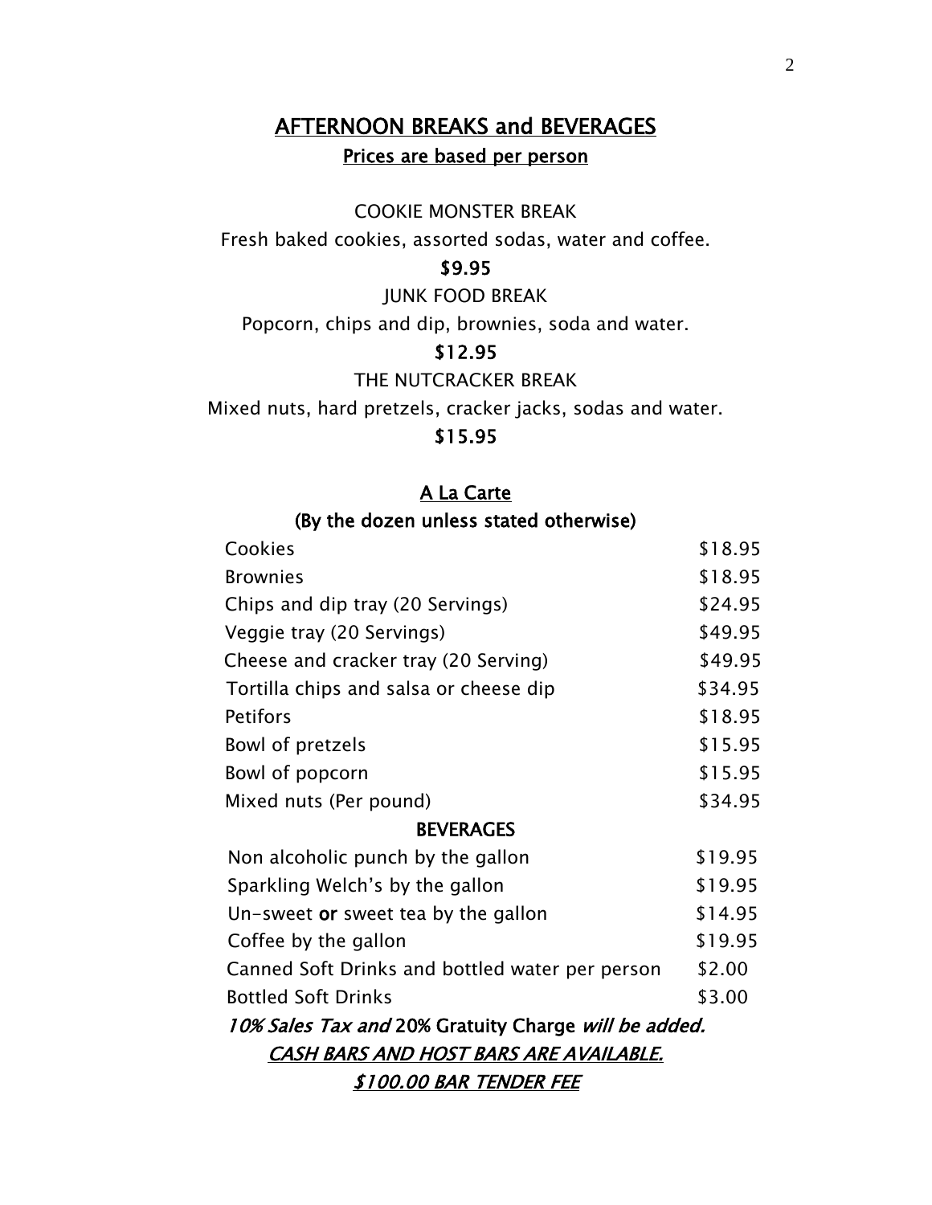## AFTERNOON BREAKS and BEVERAGES

**Prices are based per person**

COOKIE MONSTER BREAK

Fresh baked cookies, assorted sodas, water and coffee.

**$9.95**

JUNK FOOD BREAK

Popcorn, chips and dip, brownies, soda and water.

**$12.95**

THE NUTCRACKER BREAK

Mixed nuts, hard pretzels, cracker jacks, sodas and water.

**$15.95**

### A La Carte

**(By the dozen unless stated otherwise)**

| Item | Price |
|---|---|
| Cookies | $18.95 |
| Brownies | $18.95 |
| Chips and dip tray (20 Servings) | $24.95 |
| Veggie tray (20 Servings) | $49.95 |
| Cheese and cracker tray (20 Serving) | $49.95 |
| Tortilla chips and salsa or cheese dip | $34.95 |
| Petifors | $18.95 |
| Bowl of pretzels | $15.95 |
| Bowl of popcorn | $15.95 |
| Mixed nuts (Per pound) | $34.95 |

### BEVERAGES

| Item | Price |
|---|---|
| Non alcoholic punch by the gallon | $19.95 |
| Sparkling Welch's by the gallon | $19.95 |
| Un-sweet **or** sweet tea by the gallon | $14.95 |
| Coffee by the gallon | $19.95 |
| Canned Soft Drinks and bottled water per person | $2.00 |
| Bottled Soft Drinks | $3.00 |

*10% Sales Tax and* **20% Gratuity Charge** *will be added.*

***CASH BARS AND HOST BARS ARE AVAILABLE.***

***$100.00 BAR TENDER FEE***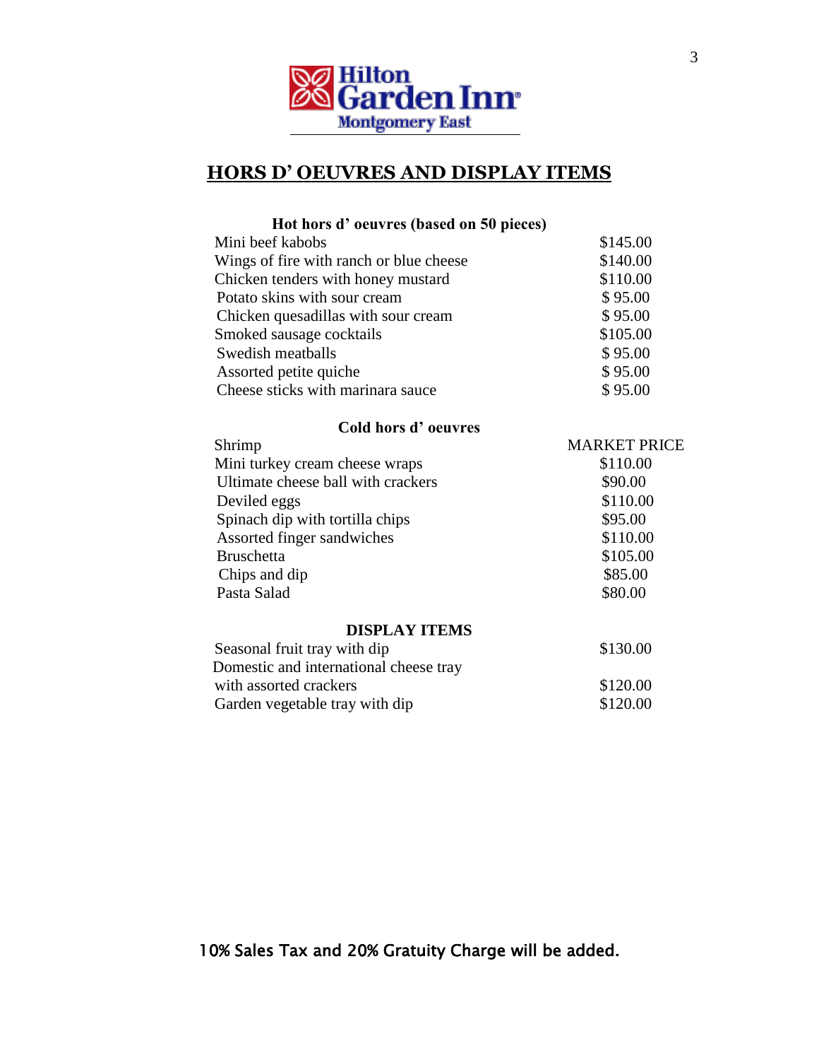Hilton Garden Inn
Montgomery East

# HORS D' OEUVRES AND DISPLAY ITEMS

### Hot hors d' oeuvres (based on 50 pieces)

| Item | Price |
|---|---|
| Mini beef kabobs | $145.00 |
| Wings of fire with ranch or blue cheese | $140.00 |
| Chicken tenders with honey mustard | $110.00 |
| Potato skins with sour cream | $ 95.00 |
| Chicken quesadillas with sour cream | $ 95.00 |
| Smoked sausage cocktails | $105.00 |
| Swedish meatballs | $ 95.00 |
| Assorted petite quiche | $ 95.00 |
| Cheese sticks with marinara sauce | $ 95.00 |

### Cold hors d' oeuvres

| Item | Price |
|---|---|
| Shrimp | MARKET PRICE |
| Mini turkey cream cheese wraps | $110.00 |
| Ultimate cheese ball with crackers | $90.00 |
| Deviled eggs | $110.00 |
| Spinach dip with tortilla chips | $95.00 |
| Assorted finger sandwiches | $110.00 |
| Bruschetta | $105.00 |
| Chips and dip | $85.00 |
| Pasta Salad | $80.00 |

### DISPLAY ITEMS

| Item | Price |
|---|---|
| Seasonal fruit tray with dip | $130.00 |
| Domestic and international cheese tray with assorted crackers | $120.00 |
| Garden vegetable tray with dip | $120.00 |

10% Sales Tax and 20% Gratuity Charge will be added.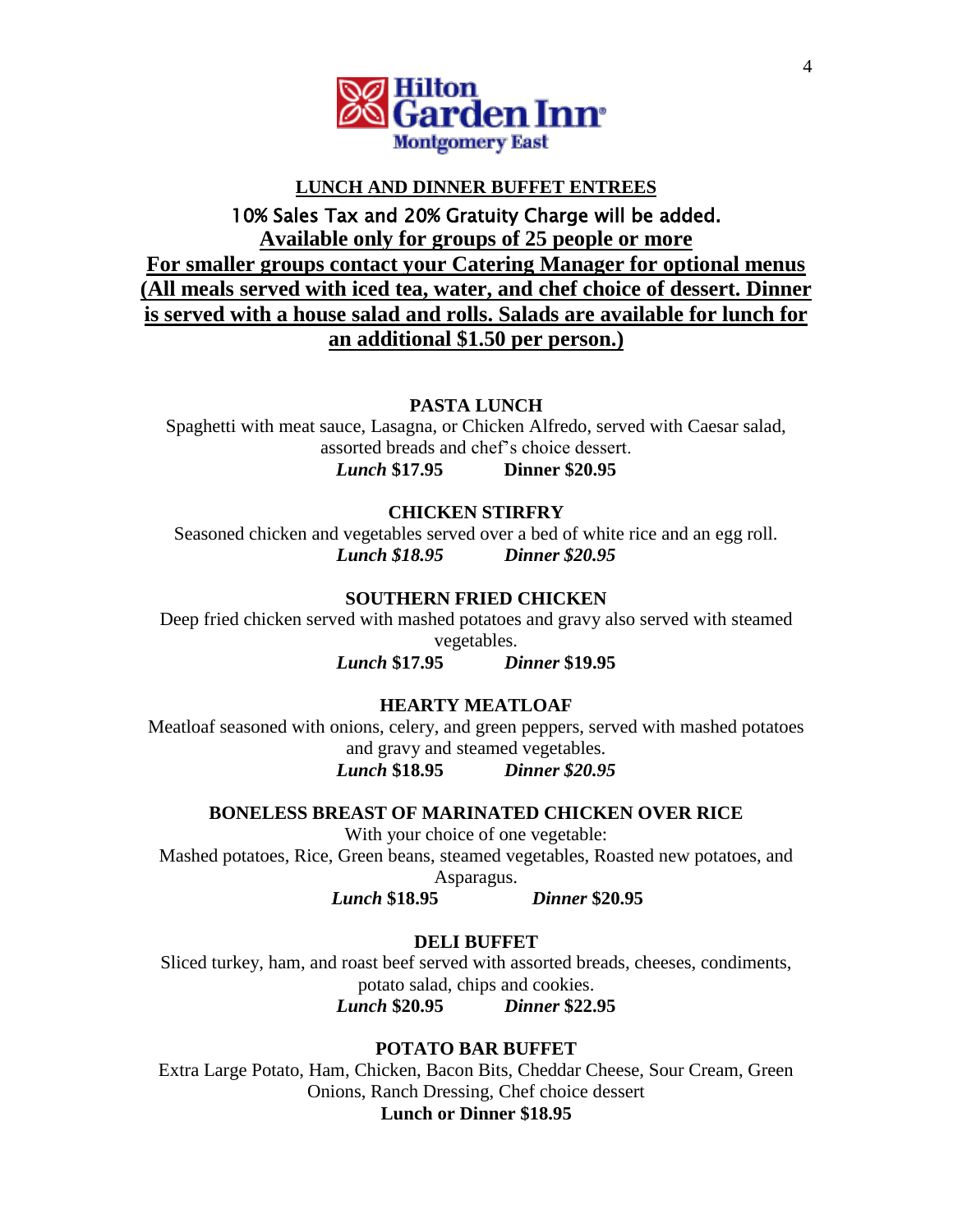Hilton Garden Inn Montgomery East

## LUNCH AND DINNER BUFFET ENTREES

10% Sales Tax and 20% Gratuity Charge will be added.

**Available only for groups of 25 people or more**

**For smaller groups contact your Catering Manager for optional menus**

**(All meals served with iced tea, water, and chef choice of dessert. Dinner is served with a house salad and rolls. Salads are available for lunch for an additional $1.50 per person.)**

### PASTA LUNCH

Spaghetti with meat sauce, Lasagna, or Chicken Alfredo, served with Caesar salad, assorted breads and chef's choice dessert.

***Lunch*** **$17.95** **Dinner $20.95**

### CHICKEN STIRFRY

Seasoned chicken and vegetables served over a bed of white rice and an egg roll.

***Lunch $18.95*** ***Dinner $20.95***

### SOUTHERN FRIED CHICKEN

Deep fried chicken served with mashed potatoes and gravy also served with steamed vegetables.

***Lunch*** **$17.95** ***Dinner*** **$19.95**

### HEARTY MEATLOAF

Meatloaf seasoned with onions, celery, and green peppers, served with mashed potatoes and gravy and steamed vegetables.

***Lunch*** **$18.95** ***Dinner $20.95***

### BONELESS BREAST OF MARINATED CHICKEN OVER RICE

With your choice of one vegetable:

Mashed potatoes, Rice, Green beans, steamed vegetables, Roasted new potatoes, and Asparagus.

***Lunch*** **$18.95** ***Dinner*** **$20.95**

### DELI BUFFET

Sliced turkey, ham, and roast beef served with assorted breads, cheeses, condiments, potato salad, chips and cookies.

***Lunch*** **$20.95** ***Dinner*** **$22.95**

### POTATO BAR BUFFET

Extra Large Potato, Ham, Chicken, Bacon Bits, Cheddar Cheese, Sour Cream, Green Onions, Ranch Dressing, Chef choice dessert

**Lunch or Dinner $18.95**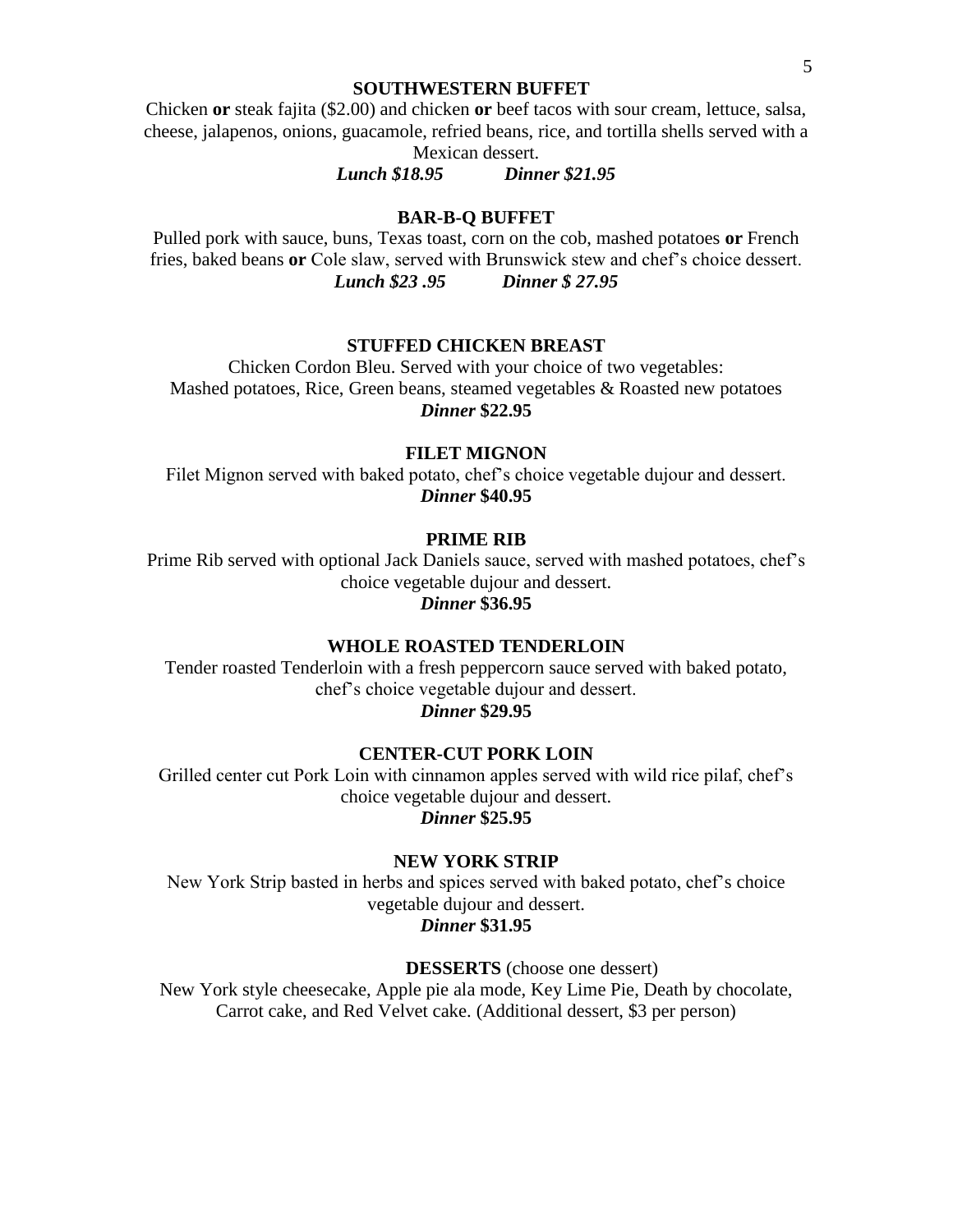## SOUTHWESTERN BUFFET

Chicken **or** steak fajita ($2.00) and chicken **or** beef tacos with sour cream, lettuce, salsa, cheese, jalapenos, onions, guacamole, refried beans, rice, and tortilla shells served with a Mexican dessert.

***Lunch $18.95*** ***Dinner $21.95***

## BAR-B-Q BUFFET

Pulled pork with sauce, buns, Texas toast, corn on the cob, mashed potatoes **or** French fries, baked beans **or** Cole slaw, served with Brunswick stew and chef's choice dessert.

***Lunch $23 .95*** ***Dinner $ 27.95***

## STUFFED CHICKEN BREAST

Chicken Cordon Bleu. Served with your choice of two vegetables:
Mashed potatoes, Rice, Green beans, steamed vegetables & Roasted new potatoes

***Dinner*** **$22.95**

## FILET MIGNON

Filet Mignon served with baked potato, chef's choice vegetable dujour and dessert.

***Dinner*** **$40.95**

## PRIME RIB

Prime Rib served with optional Jack Daniels sauce, served with mashed potatoes, chef's choice vegetable dujour and dessert.

***Dinner*** **$36.95**

## WHOLE ROASTED TENDERLOIN

Tender roasted Tenderloin with a fresh peppercorn sauce served with baked potato, chef's choice vegetable dujour and dessert.

***Dinner*** **$29.95**

## CENTER-CUT PORK LOIN

Grilled center cut Pork Loin with cinnamon apples served with wild rice pilaf, chef's choice vegetable dujour and dessert.

***Dinner*** **$25.95**

## NEW YORK STRIP

New York Strip basted in herbs and spices served with baked potato, chef's choice vegetable dujour and dessert.

***Dinner*** **$31.95**

## DESSERTS (choose one dessert)

New York style cheesecake, Apple pie ala mode, Key Lime Pie, Death by chocolate, Carrot cake, and Red Velvet cake. (Additional dessert, $3 per person)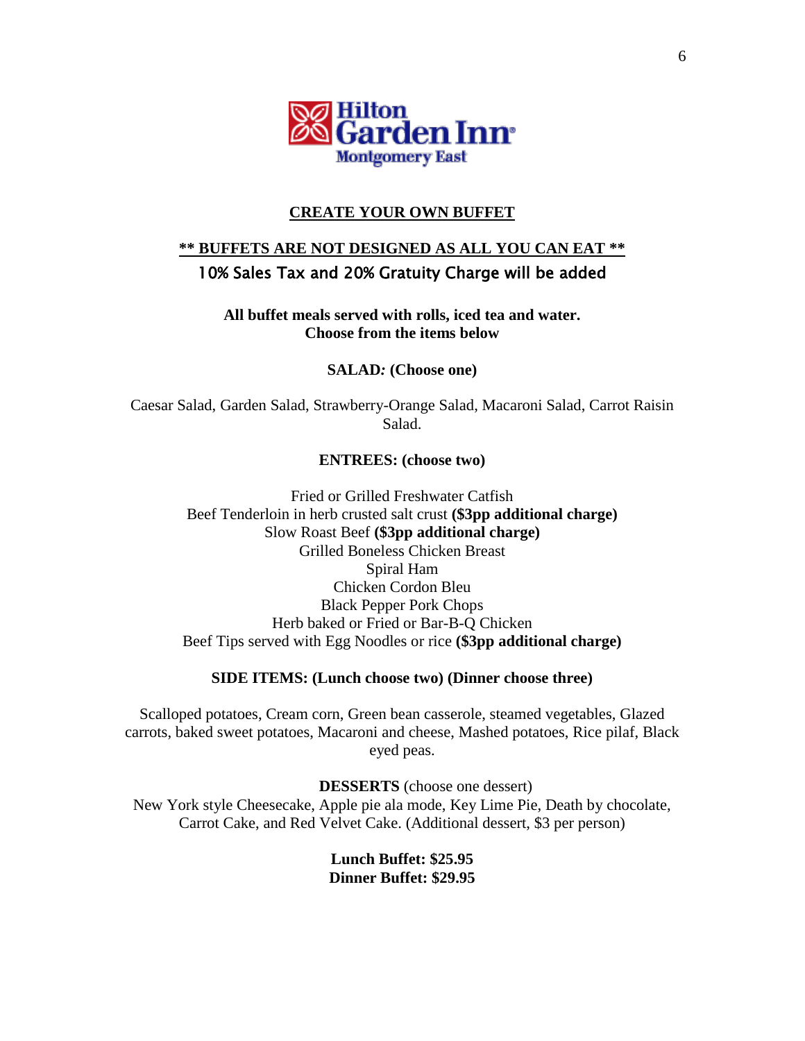Hilton Garden Inn
Montgomery East

## CREATE YOUR OWN BUFFET

**\*\* BUFFETS ARE NOT DESIGNED AS ALL YOU CAN EAT \*\***

10% Sales Tax and 20% Gratuity Charge will be added

**All buffet meals served with rolls, iced tea and water.**
**Choose from the items below**

**SALAD: (Choose one)**

Caesar Salad, Garden Salad, Strawberry-Orange Salad, Macaroni Salad, Carrot Raisin Salad.

**ENTREES: (choose two)**

Fried or Grilled Freshwater Catfish
Beef Tenderloin in herb crusted salt crust **($3pp additional charge)**
Slow Roast Beef **($3pp additional charge)**
Grilled Boneless Chicken Breast
Spiral Ham
Chicken Cordon Bleu
Black Pepper Pork Chops
Herb baked or Fried or Bar-B-Q Chicken
Beef Tips served with Egg Noodles or rice **($3pp additional charge)**

**SIDE ITEMS: (Lunch choose two) (Dinner choose three)**

Scalloped potatoes, Cream corn, Green bean casserole, steamed vegetables, Glazed carrots, baked sweet potatoes, Macaroni and cheese, Mashed potatoes, Rice pilaf, Black eyed peas.

**DESSERTS** (choose one dessert)
New York style Cheesecake, Apple pie ala mode, Key Lime Pie, Death by chocolate, Carrot Cake, and Red Velvet Cake. (Additional dessert, $3 per person)

**Lunch Buffet: $25.95**
**Dinner Buffet: $29.95**